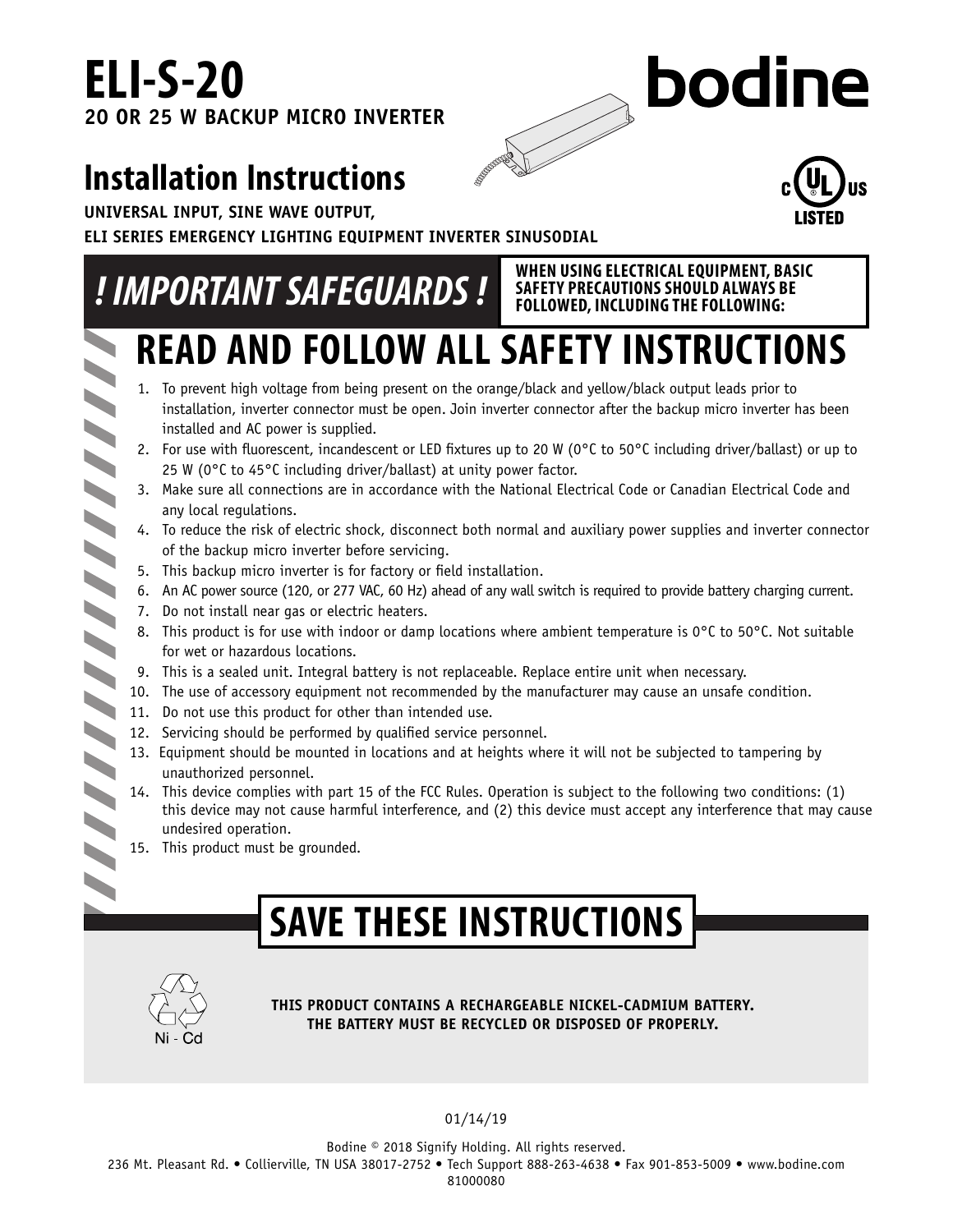# ELI-S-20

**20 OR 25 W BACKUP MICRO INVERTER**

bodine

## Installation Instructions

**UNIVERSAL INPUT, SINE WAVE OUTPUT,**
**ELI SERIES EMERGENCY LIGHTING EQUIPMENT INVERTER SINUSODIAL**

c UL us LISTED

## *! IMPORTANT SAFEGUARDS !*

**WHEN USING ELECTRICAL EQUIPMENT, BASIC SAFETY PRECAUTIONS SHOULD ALWAYS BE FOLLOWED, INCLUDING THE FOLLOWING:**

# READ AND FOLLOW ALL SAFETY INSTRUCTIONS

1. To prevent high voltage from being present on the orange/black and yellow/black output leads prior to installation, inverter connector must be open. Join inverter connector after the backup micro inverter has been installed and AC power is supplied.
2. For use with fluorescent, incandescent or LED fixtures up to 20 W (0°C to 50°C including driver/ballast) or up to 25 W (0°C to 45°C including driver/ballast) at unity power factor.
3. Make sure all connections are in accordance with the National Electrical Code or Canadian Electrical Code and any local regulations.
4. To reduce the risk of electric shock, disconnect both normal and auxiliary power supplies and inverter connector of the backup micro inverter before servicing.
5. This backup micro inverter is for factory or field installation.
6. An AC power source (120, or 277 VAC, 60 Hz) ahead of any wall switch is required to provide battery charging current.
7. Do not install near gas or electric heaters.
8. This product is for use with indoor or damp locations where ambient temperature is 0°C to 50°C. Not suitable for wet or hazardous locations.
9. This is a sealed unit. Integral battery is not replaceable. Replace entire unit when necessary.
10. The use of accessory equipment not recommended by the manufacturer may cause an unsafe condition.
11. Do not use this product for other than intended use.
12. Servicing should be performed by qualified service personnel.
13. Equipment should be mounted in locations and at heights where it will not be subjected to tampering by unauthorized personnel.
14. This device complies with part 15 of the FCC Rules. Operation is subject to the following two conditions: (1) this device may not cause harmful interference, and (2) this device must accept any interference that may cause undesired operation.
15. This product must be grounded.

# SAVE THESE INSTRUCTIONS

Ni - Cd

**THIS PRODUCT CONTAINS A RECHARGEABLE NICKEL-CADMIUM BATTERY.**
**THE BATTERY MUST BE RECYCLED OR DISPOSED OF PROPERLY.**

01/14/19

Bodine © 2018 Signify Holding. All rights reserved.
236 Mt. Pleasant Rd. • Collierville, TN USA 38017-2752 • Tech Support 888-263-4638 • Fax 901-853-5009 • www.bodine.com
81000080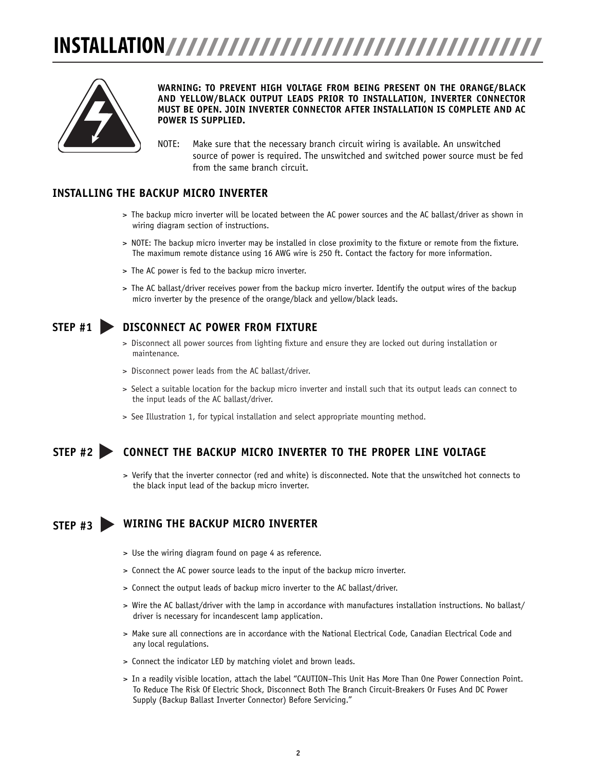# INSTALLATION

**WARNING: TO PREVENT HIGH VOLTAGE FROM BEING PRESENT ON THE ORANGE/BLACK AND YELLOW/BLACK OUTPUT LEADS PRIOR TO INSTALLATION, INVERTER CONNECTOR MUST BE OPEN. JOIN INVERTER CONNECTOR AFTER INSTALLATION IS COMPLETE AND AC POWER IS SUPPLIED.**

NOTE: Make sure that the necessary branch circuit wiring is available. An unswitched source of power is required. The unswitched and switched power source must be fed from the same branch circuit.

## INSTALLING THE BACKUP MICRO INVERTER

> The backup micro inverter will be located between the AC power sources and the AC ballast/driver as shown in wiring diagram section of instructions.

> NOTE: The backup micro inverter may be installed in close proximity to the fixture or remote from the fixture. The maximum remote distance using 16 AWG wire is 250 ft. Contact the factory for more information.

> The AC power is fed to the backup micro inverter.

> The AC ballast/driver receives power from the backup micro inverter. Identify the output wires of the backup micro inverter by the presence of the orange/black and yellow/black leads.

## STEP #1 ▶ DISCONNECT AC POWER FROM FIXTURE

> Disconnect all power sources from lighting fixture and ensure they are locked out during installation or maintenance.

> Disconnect power leads from the AC ballast/driver.

> Select a suitable location for the backup micro inverter and install such that its output leads can connect to the input leads of the AC ballast/driver.

> See Illustration 1, for typical installation and select appropriate mounting method.

## STEP #2 ▶ CONNECT THE BACKUP MICRO INVERTER TO THE PROPER LINE VOLTAGE

> Verify that the inverter connector (red and white) is disconnected. Note that the unswitched hot connects to the black input lead of the backup micro inverter.

## STEP #3 ▶ WIRING THE BACKUP MICRO INVERTER

> Use the wiring diagram found on page 4 as reference.

> Connect the AC power source leads to the input of the backup micro inverter.

> Connect the output leads of backup micro inverter to the AC ballast/driver.

> Wire the AC ballast/driver with the lamp in accordance with manufactures installation instructions. No ballast/driver is necessary for incandescent lamp application.

> Make sure all connections are in accordance with the National Electrical Code, Canadian Electrical Code and any local regulations.

> Connect the indicator LED by matching violet and brown leads.

> In a readily visible location, attach the label "CAUTION–This Unit Has More Than One Power Connection Point. To Reduce The Risk Of Electric Shock, Disconnect Both The Branch Circuit-Breakers Or Fuses And DC Power Supply (Backup Ballast Inverter Connector) Before Servicing."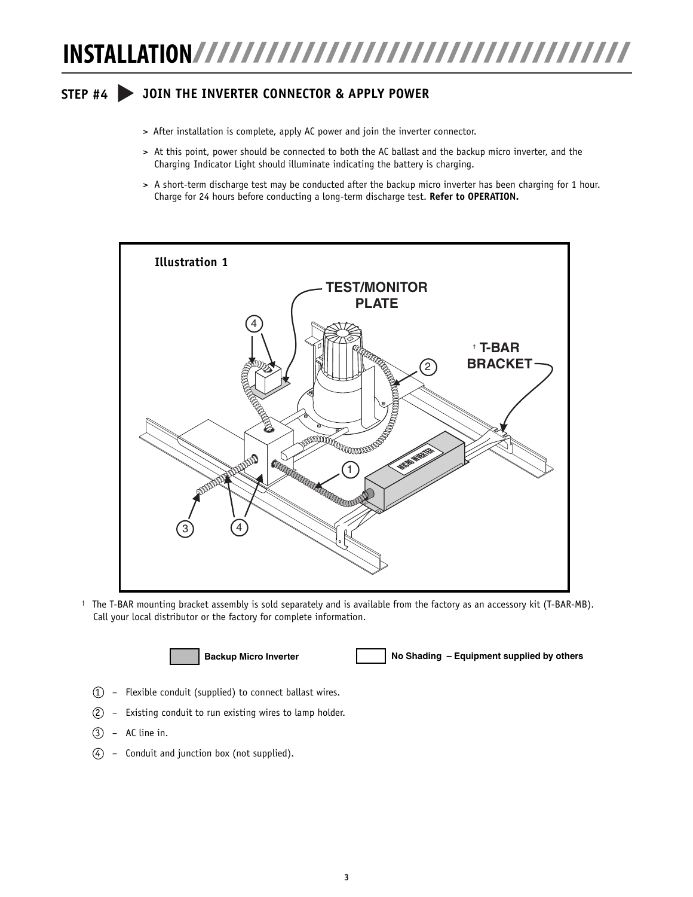# INSTALLATION

## STEP #4 JOIN THE INVERTER CONNECTOR & APPLY POWER

> After installation is complete, apply AC power and join the inverter connector.

> At this point, power should be connected to both the AC ballast and the backup micro inverter, and the Charging Indicator Light should illuminate indicating the battery is charging.

> A short-term discharge test may be conducted after the backup micro inverter has been charging for 1 hour. Charge for 24 hours before conducting a long-term discharge test. **Refer to OPERATION.**

**Illustration 1**

TEST/MONITOR PLATE

† T-BAR BRACKET

MICRO INVERTER

† The T-BAR mounting bracket assembly is sold separately and is available from the factory as an accessory kit (T-BAR-MB). Call your local distributor or the factory for complete information.

**Backup Micro Inverter** (shaded) &nbsp;&nbsp; **No Shading – Equipment supplied by others**

① – Flexible conduit (supplied) to connect ballast wires.

② – Existing conduit to run existing wires to lamp holder.

③ – AC line in.

④ – Conduit and junction box (not supplied).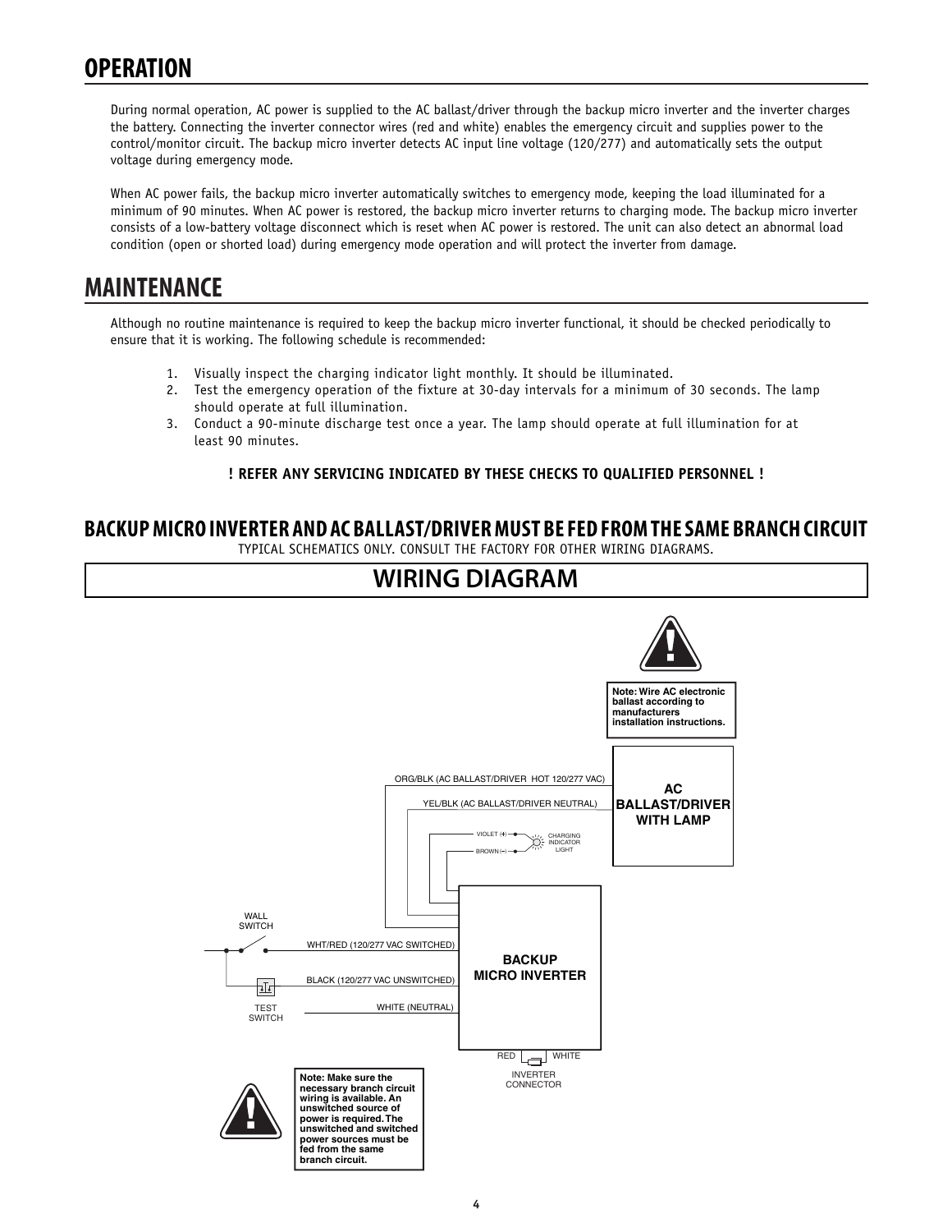# OPERATION

During normal operation, AC power is supplied to the AC ballast/driver through the backup micro inverter and the inverter charges the battery. Connecting the inverter connector wires (red and white) enables the emergency circuit and supplies power to the control/monitor circuit. The backup micro inverter detects AC input line voltage (120/277) and automatically sets the output voltage during emergency mode.

When AC power fails, the backup micro inverter automatically switches to emergency mode, keeping the load illuminated for a minimum of 90 minutes. When AC power is restored, the backup micro inverter returns to charging mode. The backup micro inverter consists of a low-battery voltage disconnect which is reset when AC power is restored. The unit can also detect an abnormal load condition (open or shorted load) during emergency mode operation and will protect the inverter from damage.

# MAINTENANCE

Although no routine maintenance is required to keep the backup micro inverter functional, it should be checked periodically to ensure that it is working. The following schedule is recommended:

1. Visually inspect the charging indicator light monthly. It should be illuminated.
2. Test the emergency operation of the fixture at 30-day intervals for a minimum of 30 seconds. The lamp should operate at full illumination.
3. Conduct a 90-minute discharge test once a year. The lamp should operate at full illumination for at least 90 minutes.

**! REFER ANY SERVICING INDICATED BY THESE CHECKS TO QUALIFIED PERSONNEL !**

## BACKUP MICRO INVERTER AND AC BALLAST/DRIVER MUST BE FED FROM THE SAME BRANCH CIRCUIT

TYPICAL SCHEMATICS ONLY. CONSULT THE FACTORY FOR OTHER WIRING DIAGRAMS.

## WIRING DIAGRAM

**Note: Wire AC electronic ballast according to manufacturers installation instructions.**

AC BALLAST/DRIVER WITH LAMP

ORG/BLK (AC BALLAST/DRIVER HOT 120/277 VAC)

YEL/BLK (AC BALLAST/DRIVER NEUTRAL)

VIOLET (+)

BROWN (–)

CHARGING INDICATOR LIGHT

WALL SWITCH

WHT/RED (120/277 VAC SWITCHED)

BLACK (120/277 VAC UNSWITCHED)

WHITE (NEUTRAL)

TEST SWITCH

BACKUP MICRO INVERTER

RED

WHITE

INVERTER CONNECTOR

**Note: Make sure the necessary branch circuit wiring is available. An unswitched source of power is required. The unswitched and switched power sources must be fed from the same branch circuit.**